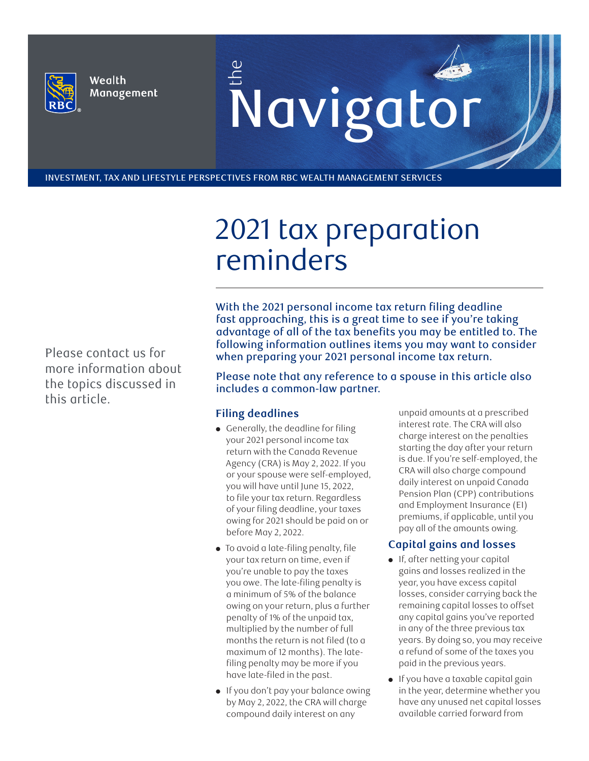Wealth Management

# the Navigator

INVESTMENT, TAX AND LIFESTYLE PERSPECTIVES FROM RBC WEALTH MANAGEMENT SERVICES

# 2021 tax preparation reminders

Please contact us for more information about the topics discussed in this article.

With the 2021 personal income tax return filing deadline fast approaching, this is a great time to see if you're taking advantage of all of the tax benefits you may be entitled to. The following information outlines items you may want to consider when preparing your 2021 personal income tax return.

Please note that any reference to a spouse in this article also includes a common-law partner.

## Filing deadlines

- Generally, the deadline for filing your 2021 personal income tax return with the Canada Revenue Agency (CRA) is May 2, 2022. If you or your spouse were self-employed, you will have until June 15, 2022, to file your tax return. Regardless of your filing deadline, your taxes owing for 2021 should be paid on or before May 2, 2022.
- To avoid a late-filing penalty, file your tax return on time, even if you're unable to pay the taxes you owe. The late-filing penalty is a minimum of 5% of the balance owing on your return, plus a further penalty of 1% of the unpaid tax, multiplied by the number of full months the return is not filed (to a maximum of 12 months). The late-filing penalty may be more if you have late-filed in the past.
- If you don't pay your balance owing by May 2, 2022, the CRA will charge compound daily interest on any unpaid amounts at a prescribed interest rate. The CRA will also charge interest on the penalties starting the day after your return is due. If you're self-employed, the CRA will also charge compound daily interest on unpaid Canada Pension Plan (CPP) contributions and Employment Insurance (EI) premiums, if applicable, until you pay all of the amounts owing.

## Capital gains and losses

- If, after netting your capital gains and losses realized in the year, you have excess capital losses, consider carrying back the remaining capital losses to offset any capital gains you've reported in any of the three previous tax years. By doing so, you may receive a refund of some of the taxes you paid in the previous years.
- If you have a taxable capital gain in the year, determine whether you have any unused net capital losses available carried forward from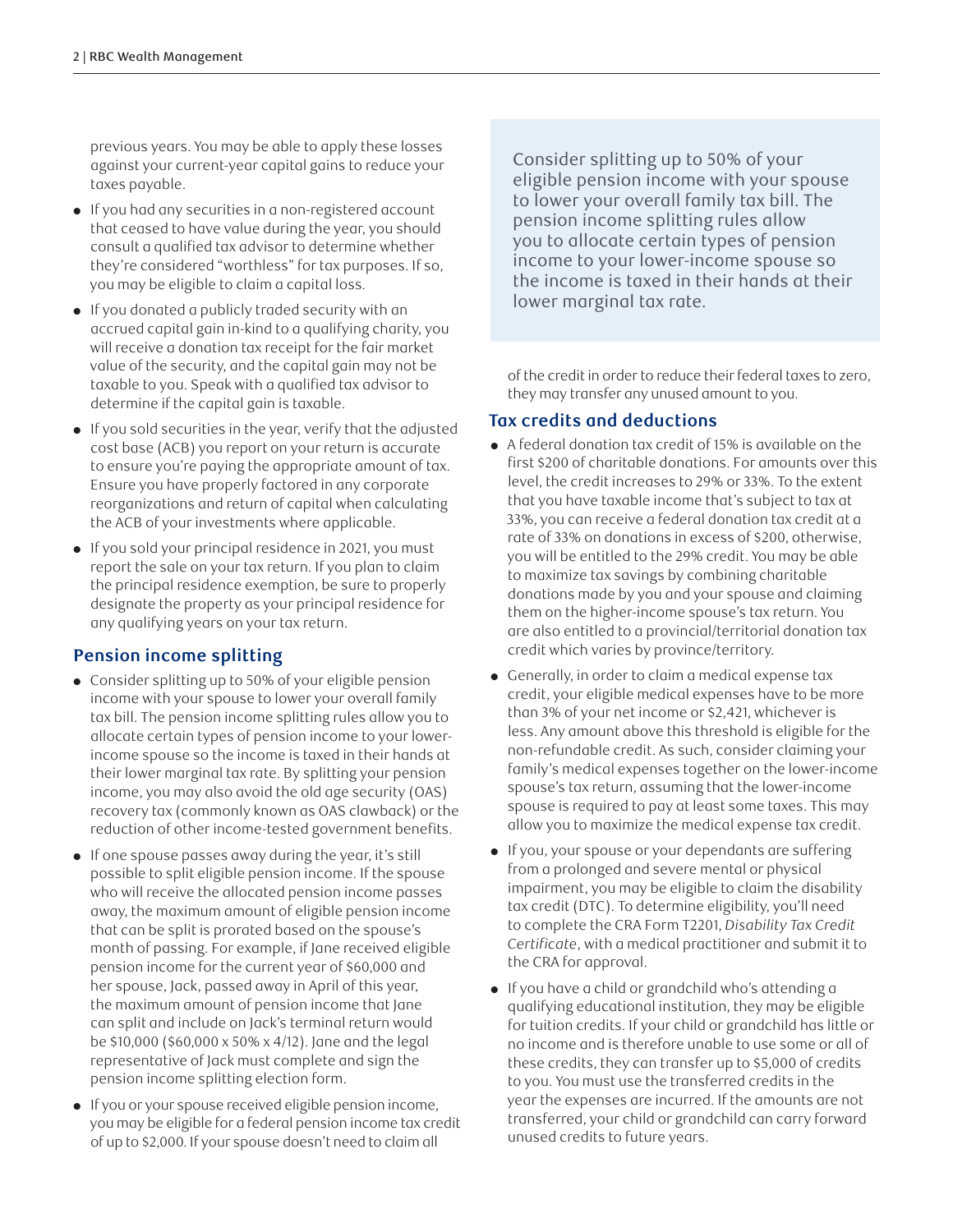previous years. You may be able to apply these losses against your current-year capital gains to reduce your taxes payable.

- If you had any securities in a non-registered account that ceased to have value during the year, you should consult a qualified tax advisor to determine whether they're considered "worthless" for tax purposes. If so, you may be eligible to claim a capital loss.
- If you donated a publicly traded security with an accrued capital gain in-kind to a qualifying charity, you will receive a donation tax receipt for the fair market value of the security, and the capital gain may not be taxable to you. Speak with a qualified tax advisor to determine if the capital gain is taxable.
- If you sold securities in the year, verify that the adjusted cost base (ACB) you report on your return is accurate to ensure you're paying the appropriate amount of tax. Ensure you have properly factored in any corporate reorganizations and return of capital when calculating the ACB of your investments where applicable.
- If you sold your principal residence in 2021, you must report the sale on your tax return. If you plan to claim the principal residence exemption, be sure to properly designate the property as your principal residence for any qualifying years on your tax return.

## Pension income splitting

- Consider splitting up to 50% of your eligible pension income with your spouse to lower your overall family tax bill. The pension income splitting rules allow you to allocate certain types of pension income to your lower-income spouse so the income is taxed in their hands at their lower marginal tax rate. By splitting your pension income, you may also avoid the old age security (OAS) recovery tax (commonly known as OAS clawback) or the reduction of other income-tested government benefits.
- If one spouse passes away during the year, it's still possible to split eligible pension income. If the spouse who will receive the allocated pension income passes away, the maximum amount of eligible pension income that can be split is prorated based on the spouse's month of passing. For example, if Jane received eligible pension income for the current year of $60,000 and her spouse, Jack, passed away in April of this year, the maximum amount of pension income that Jane can split and include on Jack's terminal return would be $10,000 ($60,000 x 50% x 4/12). Jane and the legal representative of Jack must complete and sign the pension income splitting election form.
- If you or your spouse received eligible pension income, you may be eligible for a federal pension income tax credit of up to $2,000. If your spouse doesn't need to claim all of the credit in order to reduce their federal taxes to zero, they may transfer any unused amount to you.

> Consider splitting up to 50% of your eligible pension income with your spouse to lower your overall family tax bill. The pension income splitting rules allow you to allocate certain types of pension income to your lower-income spouse so the income is taxed in their hands at their lower marginal tax rate.

## Tax credits and deductions

- A federal donation tax credit of 15% is available on the first $200 of charitable donations. For amounts over this level, the credit increases to 29% or 33%. To the extent that you have taxable income that's subject to tax at 33%, you can receive a federal donation tax credit at a rate of 33% on donations in excess of $200, otherwise, you will be entitled to the 29% credit. You may be able to maximize tax savings by combining charitable donations made by you and your spouse and claiming them on the higher-income spouse's tax return. You are also entitled to a provincial/territorial donation tax credit which varies by province/territory.
- Generally, in order to claim a medical expense tax credit, your eligible medical expenses have to be more than 3% of your net income or $2,421, whichever is less. Any amount above this threshold is eligible for the non-refundable credit. As such, consider claiming your family's medical expenses together on the lower-income spouse's tax return, assuming that the lower-income spouse is required to pay at least some taxes. This may allow you to maximize the medical expense tax credit.
- If you, your spouse or your dependants are suffering from a prolonged and severe mental or physical impairment, you may be eligible to claim the disability tax credit (DTC). To determine eligibility, you'll need to complete the CRA Form T2201, *Disability Tax Credit Certificate*, with a medical practitioner and submit it to the CRA for approval.
- If you have a child or grandchild who's attending a qualifying educational institution, they may be eligible for tuition credits. If your child or grandchild has little or no income and is therefore unable to use some or all of these credits, they can transfer up to $5,000 of credits to you. You must use the transferred credits in the year the expenses are incurred. If the amounts are not transferred, your child or grandchild can carry forward unused credits to future years.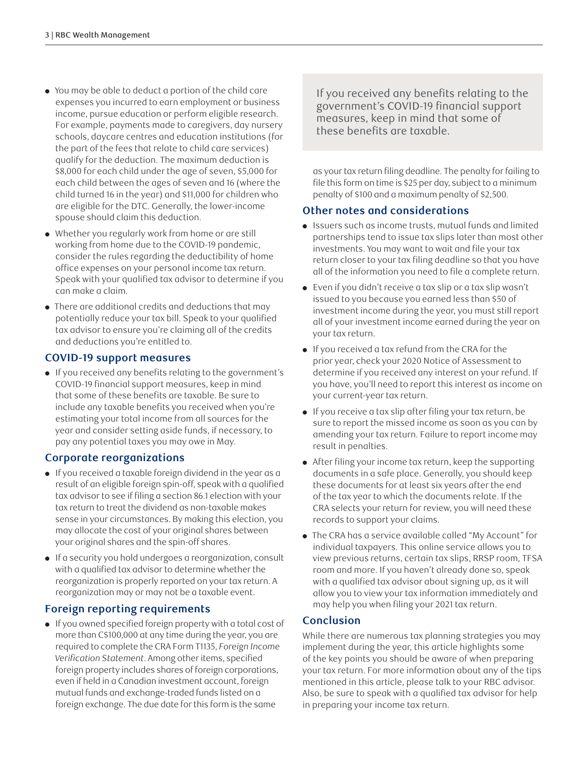- You may be able to deduct a portion of the child care expenses you incurred to earn employment or business income, pursue education or perform eligible research. For example, payments made to caregivers, day nursery schools, daycare centres and education institutions (for the part of the fees that relate to child care services) qualify for the deduction. The maximum deduction is $8,000 for each child under the age of seven, $5,000 for each child between the ages of seven and 16 (where the child turned 16 in the year) and $11,000 for children who are eligible for the DTC. Generally, the lower-income spouse should claim this deduction.
- Whether you regularly work from home or are still working from home due to the COVID-19 pandemic, consider the rules regarding the deductibility of home office expenses on your personal income tax return. Speak with your qualified tax advisor to determine if you can make a claim.
- There are additional credits and deductions that may potentially reduce your tax bill. Speak to your qualified tax advisor to ensure you're claiming all of the credits and deductions you're entitled to.

## COVID-19 support measures

- If you received any benefits relating to the government's COVID-19 financial support measures, keep in mind that some of these benefits are taxable. Be sure to include any taxable benefits you received when you're estimating your total income from all sources for the year and consider setting aside funds, if necessary, to pay any potential taxes you may owe in May.

## Corporate reorganizations

- If you received a taxable foreign dividend in the year as a result of an eligible foreign spin-off, speak with a qualified tax advisor to see if filing a section 86.1 election with your tax return to treat the dividend as non-taxable makes sense in your circumstances. By making this election, you may allocate the cost of your original shares between your original shares and the spin-off shares.
- If a security you hold undergoes a reorganization, consult with a qualified tax advisor to determine whether the reorganization is properly reported on your tax return. A reorganization may or may not be a taxable event.

## Foreign reporting requirements

- If you owned specified foreign property with a total cost of more than C$100,000 at any time during the year, you are required to complete the CRA Form T1135, *Foreign Income Verification Statement*. Among other items, specified foreign property includes shares of foreign corporations, even if held in a Canadian investment account, foreign mutual funds and exchange-traded funds listed on a foreign exchange. The due date for this form is the same as your tax return filing deadline. The penalty for failing to file this form on time is $25 per day, subject to a minimum penalty of $100 and a maximum penalty of $2,500.

> If you received any benefits relating to the government's COVID-19 financial support measures, keep in mind that some of these benefits are taxable.

## Other notes and considerations

- Issuers such as income trusts, mutual funds and limited partnerships tend to issue tax slips later than most other investments. You may want to wait and file your tax return closer to your tax filing deadline so that you have all of the information you need to file a complete return.
- Even if you didn't receive a tax slip or a tax slip wasn't issued to you because you earned less than $50 of investment income during the year, you must still report all of your investment income earned during the year on your tax return.
- If you received a tax refund from the CRA for the prior year, check your 2020 Notice of Assessment to determine if you received any interest on your refund. If you have, you'll need to report this interest as income on your current-year tax return.
- If you receive a tax slip after filing your tax return, be sure to report the missed income as soon as you can by amending your tax return. Failure to report income may result in penalties.
- After filing your income tax return, keep the supporting documents in a safe place. Generally, you should keep these documents for at least six years after the end of the tax year to which the documents relate. If the CRA selects your return for review, you will need these records to support your claims.
- The CRA has a service available called "My Account" for individual taxpayers. This online service allows you to view previous returns, certain tax slips, RRSP room, TFSA room and more. If you haven't already done so, speak with a qualified tax advisor about signing up, as it will allow you to view your tax information immediately and may help you when filing your 2021 tax return.

## Conclusion

While there are numerous tax planning strategies you may implement during the year, this article highlights some of the key points you should be aware of when preparing your tax return. For more information about any of the tips mentioned in this article, please talk to your RBC advisor. Also, be sure to speak with a qualified tax advisor for help in preparing your income tax return.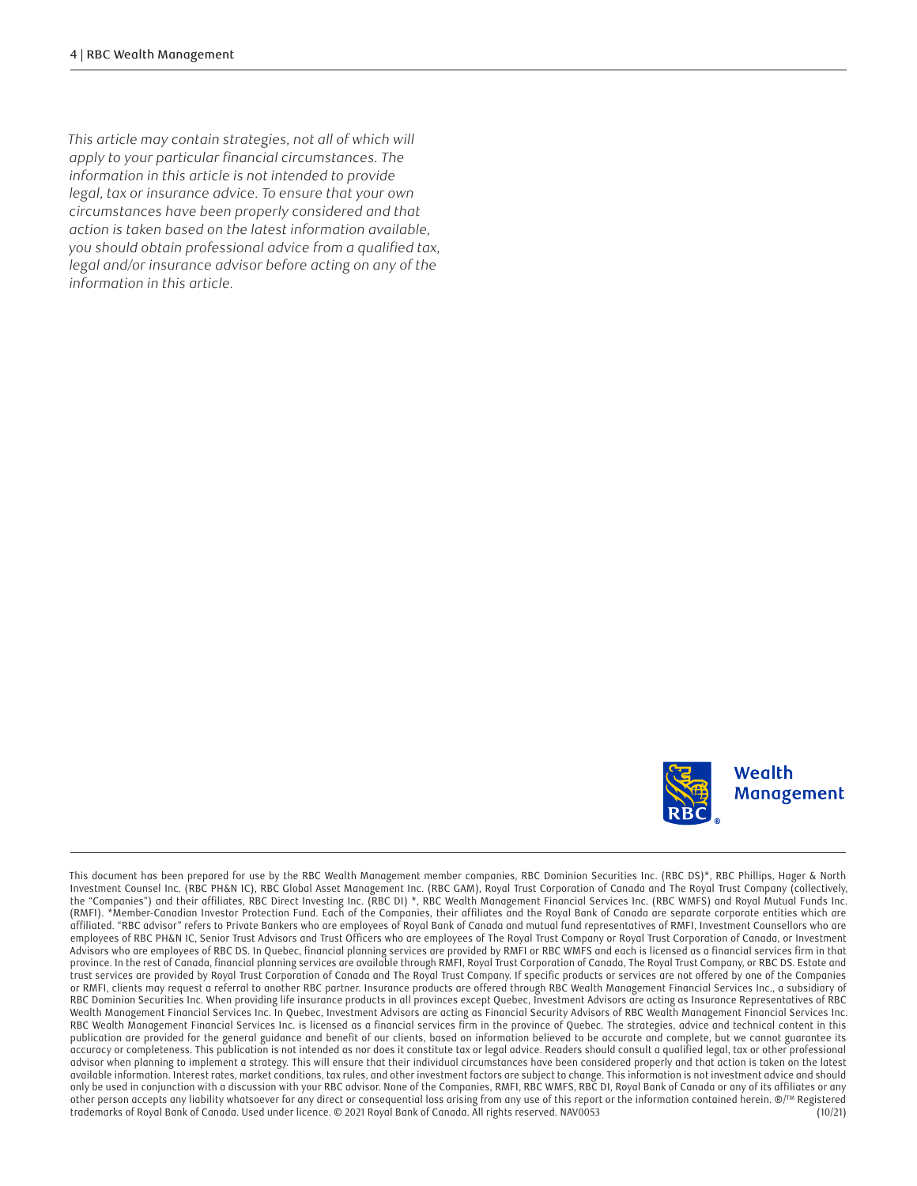*This article may contain strategies, not all of which will apply to your particular financial circumstances. The information in this article is not intended to provide legal, tax or insurance advice. To ensure that your own circumstances have been properly considered and that action is taken based on the latest information available, you should obtain professional advice from a qualified tax, legal and/or insurance advisor before acting on any of the information in this article.*

Wealth Management

This document has been prepared for use by the RBC Wealth Management member companies, RBC Dominion Securities Inc. (RBC DS)*, RBC Phillips, Hager & North Investment Counsel Inc. (RBC PH&N IC), RBC Global Asset Management Inc. (RBC GAM), Royal Trust Corporation of Canada and The Royal Trust Company (collectively, the "Companies") and their affiliates, RBC Direct Investing Inc. (RBC DI) *, RBC Wealth Management Financial Services Inc. (RBC WMFS) and Royal Mutual Funds Inc. (RMFI). *Member-Canadian Investor Protection Fund. Each of the Companies, their affiliates and the Royal Bank of Canada are separate corporate entities which are affiliated. "RBC advisor" refers to Private Bankers who are employees of Royal Bank of Canada and mutual fund representatives of RMFI, Investment Counsellors who are employees of RBC PH&N IC, Senior Trust Advisors and Trust Officers who are employees of The Royal Trust Company or Royal Trust Corporation of Canada, or Investment Advisors who are employees of RBC DS. In Quebec, financial planning services are provided by RMFI or RBC WMFS and each is licensed as a financial services firm in that province. In the rest of Canada, financial planning services are available through RMFI, Royal Trust Corporation of Canada, The Royal Trust Company, or RBC DS. Estate and trust services are provided by Royal Trust Corporation of Canada and The Royal Trust Company. If specific products or services are not offered by one of the Companies or RMFI, clients may request a referral to another RBC partner. Insurance products are offered through RBC Wealth Management Financial Services Inc., a subsidiary of RBC Dominion Securities Inc. When providing life insurance products in all provinces except Quebec, Investment Advisors are acting as Insurance Representatives of RBC Wealth Management Financial Services Inc. In Quebec, Investment Advisors are acting as Financial Security Advisors of RBC Wealth Management Financial Services Inc. RBC Wealth Management Financial Services Inc. is licensed as a financial services firm in the province of Quebec. The strategies, advice and technical content in this publication are provided for the general guidance and benefit of our clients, based on information believed to be accurate and complete, but we cannot guarantee its accuracy or completeness. This publication is not intended as nor does it constitute tax or legal advice. Readers should consult a qualified legal, tax or other professional advisor when planning to implement a strategy. This will ensure that their individual circumstances have been considered properly and that action is taken on the latest available information. Interest rates, market conditions, tax rules, and other investment factors are subject to change. This information is not investment advice and should only be used in conjunction with a discussion with your RBC advisor. None of the Companies, RMFI, RBC WMFS, RBC DI, Royal Bank of Canada or any of its affiliates or any other person accepts any liability whatsoever for any direct or consequential loss arising from any use of this report or the information contained herein. ®/™ Registered trademarks of Royal Bank of Canada. Used under licence. © 2021 Royal Bank of Canada. All rights reserved. NAV0053 (10/21)